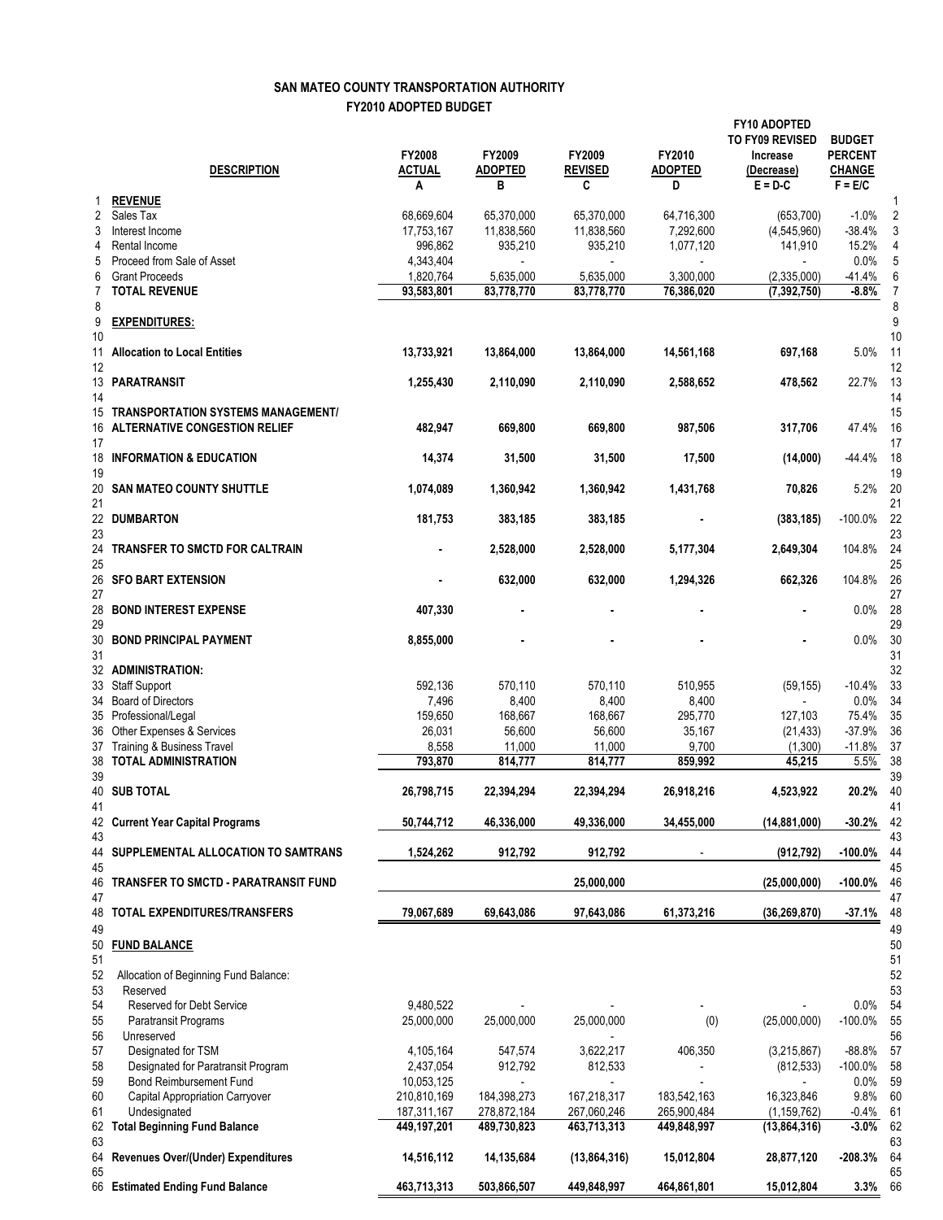# SAN MATEO COUNTY TRANSPORTATION AUTHORITY

## FY2010 ADOPTED BUDGET

| | DESCRIPTION | FY2008 ACTUAL | FY2009 ADOPTED | FY2009 REVISED | FY2010 ADOPTED | FY10 ADOPTED TO FY09 REVISED Increase (Decrease) | BUDGET PERCENT CHANGE | |
|---|---|---|---|---|---|---|---|---|
| | | A | B | C | D | E = D-C | F = E/C | |
| 1 | **REVENUE** | | | | | | | 1 |
| 2 | Sales Tax | 68,669,604 | 65,370,000 | 65,370,000 | 64,716,300 | (653,700) | -1.0% | 2 |
| 3 | Interest Income | 17,753,167 | 11,838,560 | 11,838,560 | 7,292,600 | (4,545,960) | -38.4% | 3 |
| 4 | Rental Income | 996,862 | 935,210 | 935,210 | 1,077,120 | 141,910 | 15.2% | 4 |
| 5 | Proceed from Sale of Asset | 4,343,404 | - | - | - | - | 0.0% | 5 |
| 6 | Grant Proceeds | 1,820,764 | 5,635,000 | 5,635,000 | 3,300,000 | (2,335,000) | -41.4% | 6 |
| 7 | **TOTAL REVENUE** | **93,583,801** | **83,778,770** | **83,778,770** | **76,386,020** | **(7,392,750)** | **-8.8%** | 7 |
| 8 | | | | | | | | 8 |
| 9 | **EXPENDITURES:** | | | | | | | 9 |
| 10 | | | | | | | | 10 |
| 11 | **Allocation to Local Entities** | **13,733,921** | **13,864,000** | **13,864,000** | **14,561,168** | **697,168** | 5.0% | 11 |
| 12 | | | | | | | | 12 |
| 13 | **PARATRANSIT** | **1,255,430** | **2,110,090** | **2,110,090** | **2,588,652** | **478,562** | 22.7% | 13 |
| 14 | | | | | | | | 14 |
| 15 | **TRANSPORTATION SYSTEMS MANAGEMENT/** | | | | | | | 15 |
| 16 | **ALTERNATIVE CONGESTION RELIEF** | **482,947** | **669,800** | **669,800** | **987,506** | **317,706** | 47.4% | 16 |
| 17 | | | | | | | | 17 |
| 18 | **INFORMATION & EDUCATION** | **14,374** | **31,500** | **31,500** | **17,500** | **(14,000)** | -44.4% | 18 |
| 19 | | | | | | | | 19 |
| 20 | **SAN MATEO COUNTY SHUTTLE** | **1,074,089** | **1,360,942** | **1,360,942** | **1,431,768** | **70,826** | 5.2% | 20 |
| 21 | | | | | | | | 21 |
| 22 | **DUMBARTON** | **181,753** | **383,185** | **383,185** | **-** | **(383,185)** | -100.0% | 22 |
| 23 | | | | | | | | 23 |
| 24 | **TRANSFER TO SMCTD FOR CALTRAIN** | **-** | **2,528,000** | **2,528,000** | **5,177,304** | **2,649,304** | 104.8% | 24 |
| 25 | | | | | | | | 25 |
| 26 | **SFO BART EXTENSION** | **-** | **632,000** | **632,000** | **1,294,326** | **662,326** | 104.8% | 26 |
| 27 | | | | | | | | 27 |
| 28 | **BOND INTEREST EXPENSE** | **407,330** | **-** | **-** | **-** | **-** | 0.0% | 28 |
| 29 | | | | | | | | 29 |
| 30 | **BOND PRINCIPAL PAYMENT** | **8,855,000** | **-** | **-** | **-** | **-** | 0.0% | 30 |
| 31 | | | | | | | | 31 |
| 32 | **ADMINISTRATION:** | | | | | | | 32 |
| 33 | Staff Support | 592,136 | 570,110 | 570,110 | 510,955 | (59,155) | -10.4% | 33 |
| 34 | Board of Directors | 7,496 | 8,400 | 8,400 | 8,400 | - | 0.0% | 34 |
| 35 | Professional/Legal | 159,650 | 168,667 | 168,667 | 295,770 | 127,103 | 75.4% | 35 |
| 36 | Other Expenses & Services | 26,031 | 56,600 | 56,600 | 35,167 | (21,433) | -37.9% | 36 |
| 37 | Training & Business Travel | 8,558 | 11,000 | 11,000 | 9,700 | (1,300) | -11.8% | 37 |
| 38 | **TOTAL ADMINISTRATION** | **793,870** | **814,777** | **814,777** | **859,992** | **45,215** | 5.5% | 38 |
| 39 | | | | | | | | 39 |
| 40 | **SUB TOTAL** | **26,798,715** | **22,394,294** | **22,394,294** | **26,918,216** | **4,523,922** | **20.2%** | 40 |
| 41 | | | | | | | | 41 |
| 42 | **Current Year Capital Programs** | **50,744,712** | **46,336,000** | **49,336,000** | **34,455,000** | **(14,881,000)** | **-30.2%** | 42 |
| 43 | | | | | | | | 43 |
| 44 | **SUPPLEMENTAL ALLOCATION TO SAMTRANS** | **1,524,262** | **912,792** | **912,792** | - | **(912,792)** | **-100.0%** | 44 |
| 45 | | | | | | | | 45 |
| 46 | **TRANSFER TO SMCTD - PARATRANSIT FUND** | | | **25,000,000** | | **(25,000,000)** | **-100.0%** | 46 |
| 47 | | | | | | | | 47 |
| 48 | **TOTAL EXPENDITURES/TRANSFERS** | **79,067,689** | **69,643,086** | **97,643,086** | **61,373,216** | **(36,269,870)** | **-37.1%** | 48 |
| 49 | | | | | | | | 49 |
| 50 | **FUND BALANCE** | | | | | | | 50 |
| 51 | | | | | | | | 51 |
| 52 | Allocation of Beginning Fund Balance: | | | | | | | 52 |
| 53 | Reserved | | | | | | | 53 |
| 54 | Reserved for Debt Service | 9,480,522 | - | - | - | - | 0.0% | 54 |
| 55 | Paratransit Programs | 25,000,000 | 25,000,000 | 25,000,000 | (0) | (25,000,000) | -100.0% | 55 |
| 56 | Unreserved | | | - | | | | 56 |
| 57 | Designated for TSM | 4,105,164 | 547,574 | 3,622,217 | 406,350 | (3,215,867) | -88.8% | 57 |
| 58 | Designated for Paratransit Program | 2,437,054 | 912,792 | 812,533 | - | (812,533) | -100.0% | 58 |
| 59 | Bond Reimbursement Fund | 10,053,125 | - | - | - | - | 0.0% | 59 |
| 60 | Capital Appropriation Carryover | 210,810,169 | 184,398,273 | 167,218,317 | 183,542,163 | 16,323,846 | 9.8% | 60 |
| 61 | Undesignated | 187,311,167 | 278,872,184 | 267,060,246 | 265,900,484 | (1,159,762) | -0.4% | 61 |
| 62 | **Total Beginning Fund Balance** | **449,197,201** | **489,730,823** | **463,713,313** | **449,848,997** | **(13,864,316)** | **-3.0%** | 62 |
| 63 | | | | | | | | 63 |
| 64 | **Revenues Over/(Under) Expenditures** | **14,516,112** | **14,135,684** | **(13,864,316)** | **15,012,804** | **28,877,120** | **-208.3%** | 64 |
| 65 | | | | | | | | 65 |
| 66 | **Estimated Ending Fund Balance** | **463,713,313** | **503,866,507** | **449,848,997** | **464,861,801** | **15,012,804** | **3.3%** | 66 |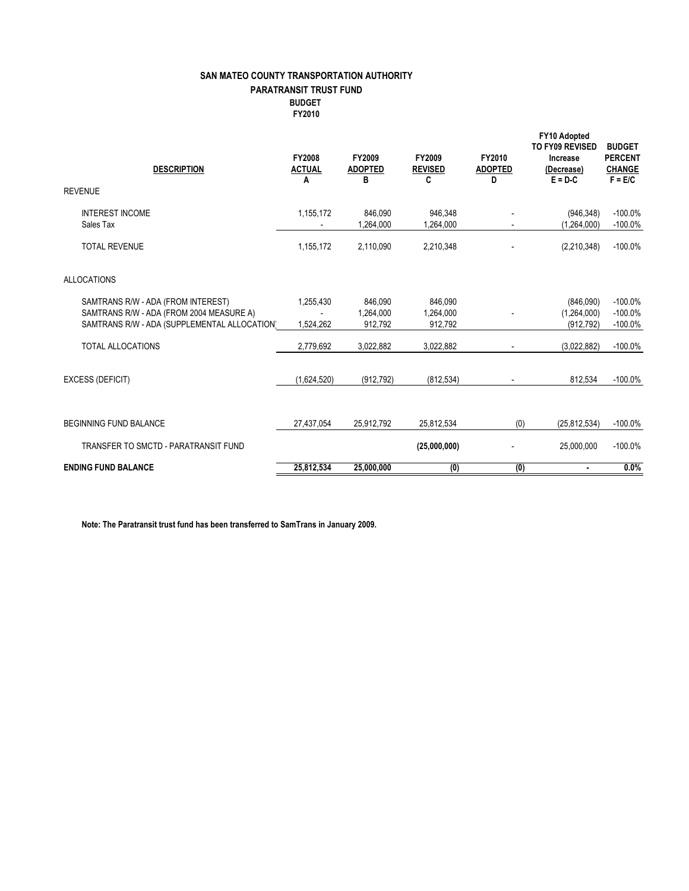# SAN MATEO COUNTY TRANSPORTATION AUTHORITY

## PARATRANSIT TRUST FUND

### BUDGET

### FY2010

| DESCRIPTION | FY2008 ACTUAL A | FY2009 ADOPTED B | FY2009 REVISED C | FY2010 ADOPTED D | FY10 Adopted TO FY09 REVISED Increase (Decrease) E = D-C | BUDGET PERCENT CHANGE F = E/C |
|---|---|---|---|---|---|---|
| REVENUE | | | | | | |
| INTEREST INCOME | 1,155,172 | 846,090 | 946,348 | - | (946,348) | -100.0% |
| Sales Tax | - | 1,264,000 | 1,264,000 | - | (1,264,000) | -100.0% |
| TOTAL REVENUE | 1,155,172 | 2,110,090 | 2,210,348 | - | (2,210,348) | -100.0% |
| ALLOCATIONS | | | | | | |
| SAMTRANS R/W - ADA (FROM INTEREST) | 1,255,430 | 846,090 | 846,090 | | (846,090) | -100.0% |
| SAMTRANS R/W - ADA (FROM 2004 MEASURE A) | - | 1,264,000 | 1,264,000 | - | (1,264,000) | -100.0% |
| SAMTRANS R/W - ADA (SUPPLEMENTAL ALLOCATION) | 1,524,262 | 912,792 | 912,792 | | (912,792) | -100.0% |
| TOTAL ALLOCATIONS | 2,779,692 | 3,022,882 | 3,022,882 | - | (3,022,882) | -100.0% |
| EXCESS (DEFICIT) | (1,624,520) | (912,792) | (812,534) | - | 812,534 | -100.0% |
| BEGINNING FUND BALANCE | 27,437,054 | 25,912,792 | 25,812,534 | (0) | (25,812,534) | -100.0% |
| TRANSFER TO SMCTD - PARATRANSIT FUND | | | **(25,000,000)** | - | 25,000,000 | -100.0% |
| **ENDING FUND BALANCE** | **25,812,534** | **25,000,000** | **(0)** | **(0)** | **-** | **0.0%** |

**Note: The Paratransit trust fund has been transferred to SamTrans in January 2009.**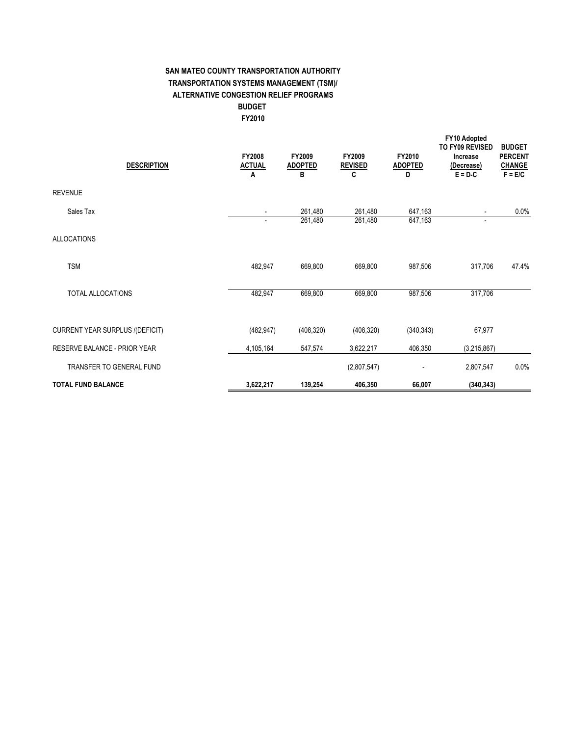**SAN MATEO COUNTY TRANSPORTATION AUTHORITY**
**TRANSPORTATION SYSTEMS MANAGEMENT (TSM)/**
**ALTERNATIVE CONGESTION RELIEF PROGRAMS**
**BUDGET**
**FY2010**

| DESCRIPTION | FY2008 ACTUAL A | FY2009 ADOPTED B | FY2009 REVISED C | FY2010 ADOPTED D | FY10 Adopted TO FY09 REVISED Increase (Decrease) E = D-C | BUDGET PERCENT CHANGE F = E/C |
|---|---|---|---|---|---|---|
| REVENUE | | | | | | |
| Sales Tax | - | 261,480 | 261,480 | 647,163 | - | 0.0% |
| | - | 261,480 | 261,480 | 647,163 | - | |
| ALLOCATIONS | | | | | | |
| TSM | 482,947 | 669,800 | 669,800 | 987,506 | 317,706 | 47.4% |
| TOTAL ALLOCATIONS | 482,947 | 669,800 | 669,800 | 987,506 | 317,706 | |
| CURRENT YEAR SURPLUS /(DEFICIT) | (482,947) | (408,320) | (408,320) | (340,343) | 67,977 | |
| RESERVE BALANCE - PRIOR YEAR | 4,105,164 | 547,574 | 3,622,217 | 406,350 | (3,215,867) | |
| TRANSFER TO GENERAL FUND | | | (2,807,547) | - | 2,807,547 | 0.0% |
| **TOTAL FUND BALANCE** | **3,622,217** | **139,254** | **406,350** | **66,007** | **(340,343)** | |